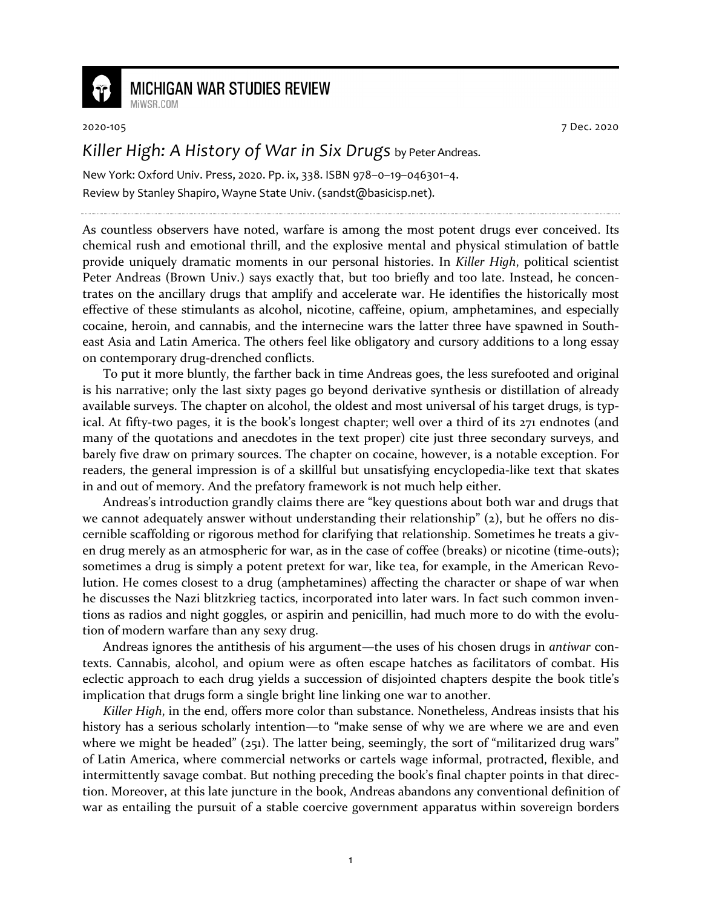2020-105 7 Dec. 2020

# *Killer High: A History of War in Six Drugs* by Peter Andreas.

New York: Oxford Univ. Press, 2020. Pp. ix, 338. ISBN 978–0–19–046301–4.
Review by Stanley Shapiro, Wayne State Univ. (sandst@basicisp.net).

As countless observers have noted, warfare is among the most potent drugs ever conceived. Its chemical rush and emotional thrill, and the explosive mental and physical stimulation of battle provide uniquely dramatic moments in our personal histories. In *Killer High*, political scientist Peter Andreas (Brown Univ.) says exactly that, but too briefly and too late. Instead, he concentrates on the ancillary drugs that amplify and accelerate war. He identifies the historically most effective of these stimulants as alcohol, nicotine, caffeine, opium, amphetamines, and especially cocaine, heroin, and cannabis, and the internecine wars the latter three have spawned in Southeast Asia and Latin America. The others feel like obligatory and cursory additions to a long essay on contemporary drug-drenched conflicts.

To put it more bluntly, the farther back in time Andreas goes, the less surefooted and original is his narrative; only the last sixty pages go beyond derivative synthesis or distillation of already available surveys. The chapter on alcohol, the oldest and most universal of his target drugs, is typical. At fifty-two pages, it is the book's longest chapter; well over a third of its 271 endnotes (and many of the quotations and anecdotes in the text proper) cite just three secondary surveys, and barely five draw on primary sources. The chapter on cocaine, however, is a notable exception. For readers, the general impression is of a skillful but unsatisfying encyclopedia-like text that skates in and out of memory. And the prefatory framework is not much help either.

Andreas's introduction grandly claims there are "key questions about both war and drugs that we cannot adequately answer without understanding their relationship" (2), but he offers no discernible scaffolding or rigorous method for clarifying that relationship. Sometimes he treats a given drug merely as an atmospheric for war, as in the case of coffee (breaks) or nicotine (time-outs); sometimes a drug is simply a potent pretext for war, like tea, for example, in the American Revolution. He comes closest to a drug (amphetamines) affecting the character or shape of war when he discusses the Nazi blitzkrieg tactics, incorporated into later wars. In fact such common inventions as radios and night goggles, or aspirin and penicillin, had much more to do with the evolution of modern warfare than any sexy drug.

Andreas ignores the antithesis of his argument—the uses of his chosen drugs in *antiwar* contexts. Cannabis, alcohol, and opium were as often escape hatches as facilitators of combat. His eclectic approach to each drug yields a succession of disjointed chapters despite the book title's implication that drugs form a single bright line linking one war to another.

*Killer High*, in the end, offers more color than substance. Nonetheless, Andreas insists that his history has a serious scholarly intention—to "make sense of why we are where we are and even where we might be headed" (251). The latter being, seemingly, the sort of "militarized drug wars" of Latin America, where commercial networks or cartels wage informal, protracted, flexible, and intermittently savage combat. But nothing preceding the book's final chapter points in that direction. Moreover, at this late juncture in the book, Andreas abandons any conventional definition of war as entailing the pursuit of a stable coercive government apparatus within sovereign borders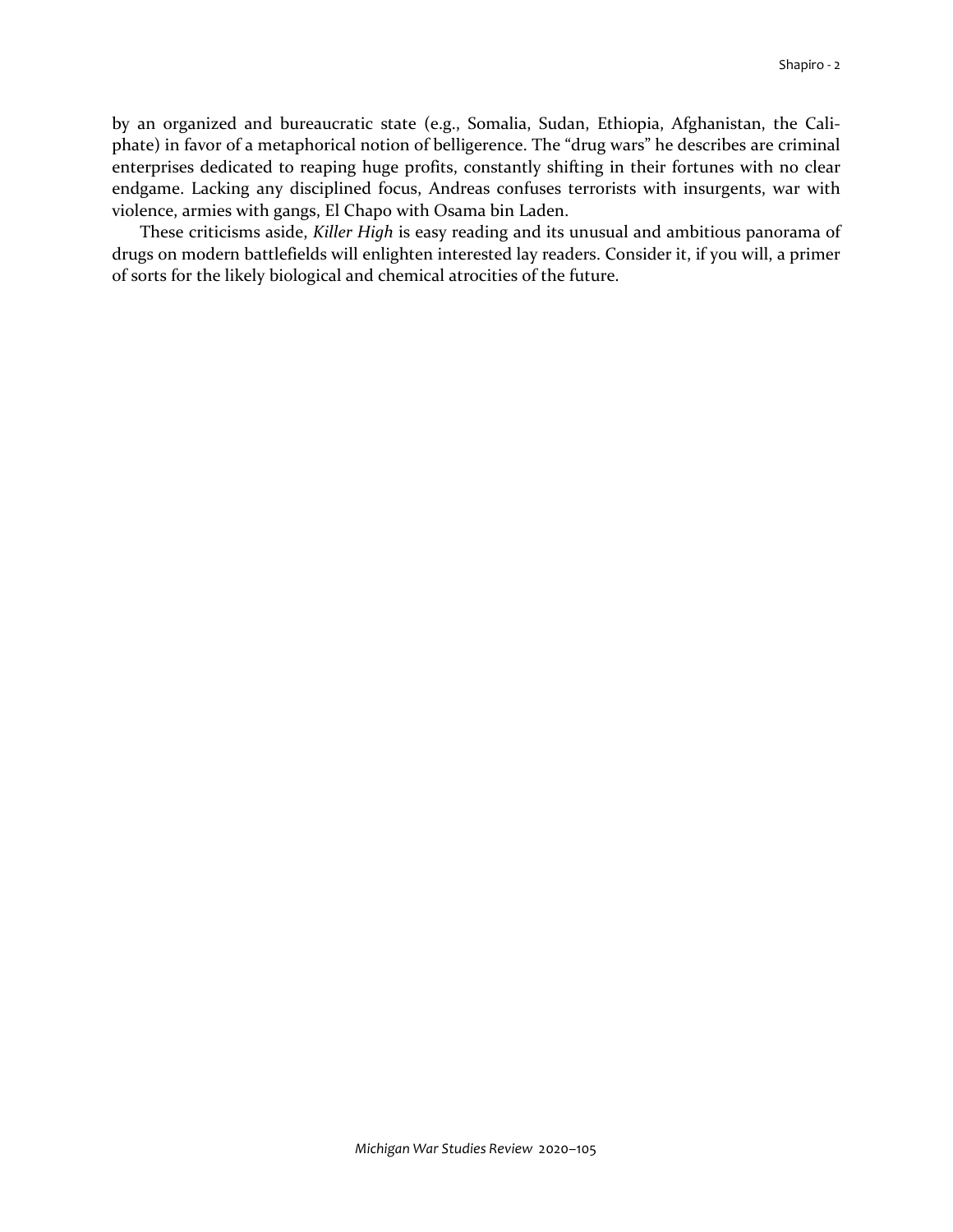by an organized and bureaucratic state (e.g., Somalia, Sudan, Ethiopia, Afghanistan, the Caliphate) in favor of a metaphorical notion of belligerence. The "drug wars" he describes are criminal enterprises dedicated to reaping huge profits, constantly shifting in their fortunes with no clear endgame. Lacking any disciplined focus, Andreas confuses terrorists with insurgents, war with violence, armies with gangs, El Chapo with Osama bin Laden.

These criticisms aside, *Killer High* is easy reading and its unusual and ambitious panorama of drugs on modern battlefields will enlighten interested lay readers. Consider it, if you will, a primer of sorts for the likely biological and chemical atrocities of the future.